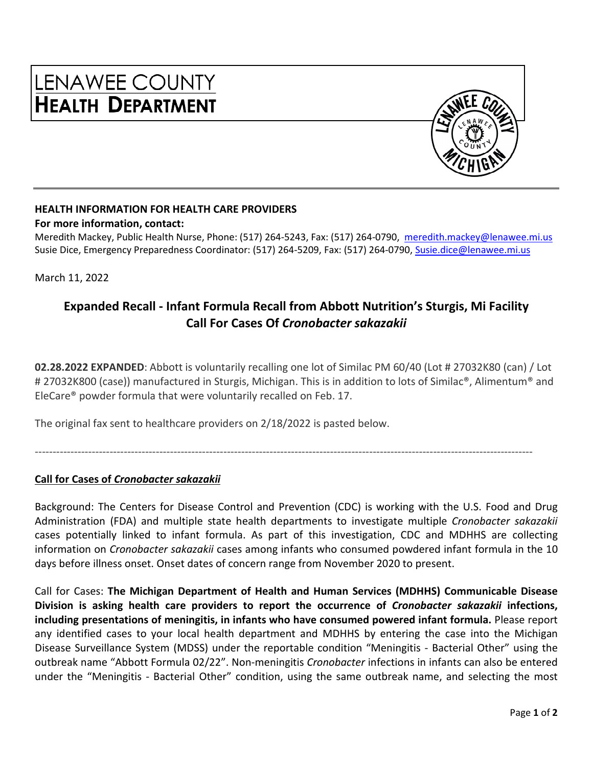# LENAWEE COUNTY HEALTH DEPARTMENT

**HEALTH INFORMATION FOR HEALTH CARE PROVIDERS**

**For more information, contact:**

Meredith Mackey, Public Health Nurse, Phone: (517) 264-5243, Fax: (517) 264-0790, meredith.mackey@lenawee.mi.us
Susie Dice, Emergency Preparedness Coordinator: (517) 264-5209, Fax: (517) 264-0790, Susie.dice@lenawee.mi.us

March 11, 2022

## Expanded Recall - Infant Formula Recall from Abbott Nutrition's Sturgis, Mi Facility Call For Cases Of *Cronobacter sakazakii*

**02.28.2022 EXPANDED**: Abbott is voluntarily recalling one lot of Similac PM 60/40 (Lot # 27032K80 (can) / Lot # 27032K800 (case)) manufactured in Sturgis, Michigan. This is in addition to lots of Similac®, Alimentum® and EleCare® powder formula that were voluntarily recalled on Feb. 17.

The original fax sent to healthcare providers on 2/18/2022 is pasted below.

---

**Call for Cases of *Cronobacter sakazakii***

Background: The Centers for Disease Control and Prevention (CDC) is working with the U.S. Food and Drug Administration (FDA) and multiple state health departments to investigate multiple *Cronobacter sakazakii* cases potentially linked to infant formula. As part of this investigation, CDC and MDHHS are collecting information on *Cronobacter sakazakii* cases among infants who consumed powdered infant formula in the 10 days before illness onset. Onset dates of concern range from November 2020 to present.

Call for Cases: **The Michigan Department of Health and Human Services (MDHHS) Communicable Disease Division is asking health care providers to report the occurrence of *Cronobacter sakazakii* infections, including presentations of meningitis, in infants who have consumed powered infant formula.** Please report any identified cases to your local health department and MDHHS by entering the case into the Michigan Disease Surveillance System (MDSS) under the reportable condition "Meningitis - Bacterial Other" using the outbreak name "Abbott Formula 02/22". Non-meningitis *Cronobacter* infections in infants can also be entered under the "Meningitis - Bacterial Other" condition, using the same outbreak name, and selecting the most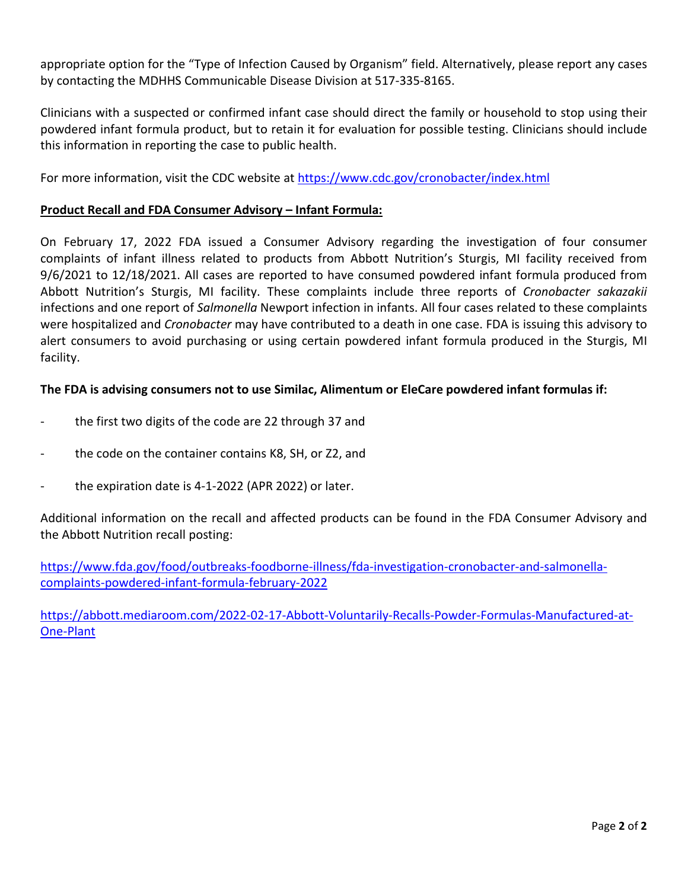appropriate option for the "Type of Infection Caused by Organism" field. Alternatively, please report any cases by contacting the MDHHS Communicable Disease Division at 517-335-8165.

Clinicians with a suspected or confirmed infant case should direct the family or household to stop using their powdered infant formula product, but to retain it for evaluation for possible testing. Clinicians should include this information in reporting the case to public health.

For more information, visit the CDC website at https://www.cdc.gov/cronobacter/index.html

**Product Recall and FDA Consumer Advisory – Infant Formula:**

On February 17, 2022 FDA issued a Consumer Advisory regarding the investigation of four consumer complaints of infant illness related to products from Abbott Nutrition's Sturgis, MI facility received from 9/6/2021 to 12/18/2021. All cases are reported to have consumed powdered infant formula produced from Abbott Nutrition's Sturgis, MI facility. These complaints include three reports of *Cronobacter sakazakii* infections and one report of *Salmonella* Newport infection in infants. All four cases related to these complaints were hospitalized and *Cronobacter* may have contributed to a death in one case. FDA is issuing this advisory to alert consumers to avoid purchasing or using certain powdered infant formula produced in the Sturgis, MI facility.

**The FDA is advising consumers not to use Similac, Alimentum or EleCare powdered infant formulas if:**

- the first two digits of the code are 22 through 37 and
- the code on the container contains K8, SH, or Z2, and
- the expiration date is 4-1-2022 (APR 2022) or later.

Additional information on the recall and affected products can be found in the FDA Consumer Advisory and the Abbott Nutrition recall posting:

https://www.fda.gov/food/outbreaks-foodborne-illness/fda-investigation-cronobacter-and-salmonella-complaints-powdered-infant-formula-february-2022

https://abbott.mediaroom.com/2022-02-17-Abbott-Voluntarily-Recalls-Powder-Formulas-Manufactured-at-One-Plant